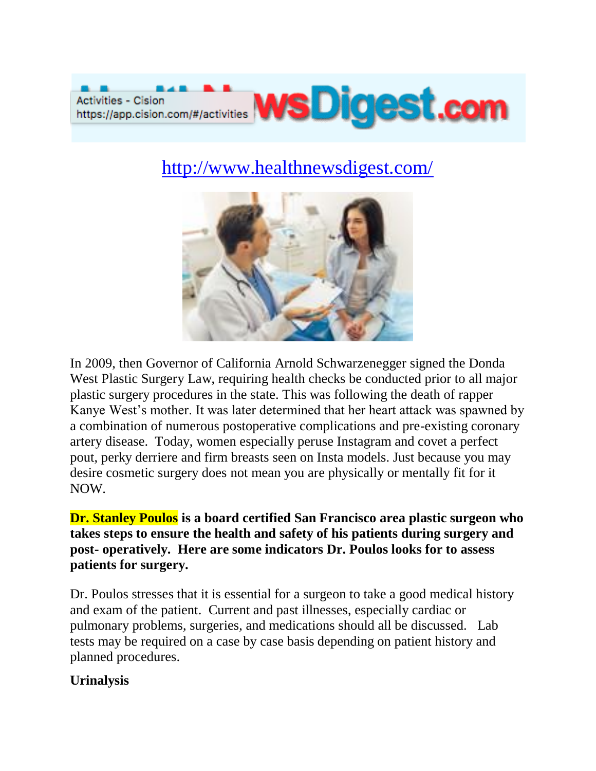http://www.healthnewsdigest.com/

In 2009, then Governor of California Arnold Schwarzenegger signed the Donda West Plastic Surgery Law, requiring health checks be conducted prior to all major plastic surgery procedures in the state. This was following the death of rapper Kanye West's mother. It was later determined that her heart attack was spawned by a combination of numerous postoperative complications and pre-existing coronary artery disease. Today, women especially peruse Instagram and covet a perfect pout, perky derriere and firm breasts seen on Insta models. Just because you may desire cosmetic surgery does not mean you are physically or mentally fit for it NOW.

**Dr. Stanley Poulos is a board certified San Francisco area plastic surgeon who takes steps to ensure the health and safety of his patients during surgery and post- operatively. Here are some indicators Dr. Poulos looks for to assess patients for surgery.**

Dr. Poulos stresses that it is essential for a surgeon to take a good medical history and exam of the patient. Current and past illnesses, especially cardiac or pulmonary problems, surgeries, and medications should all be discussed. Lab tests may be required on a case by case basis depending on patient history and planned procedures.

**Urinalysis**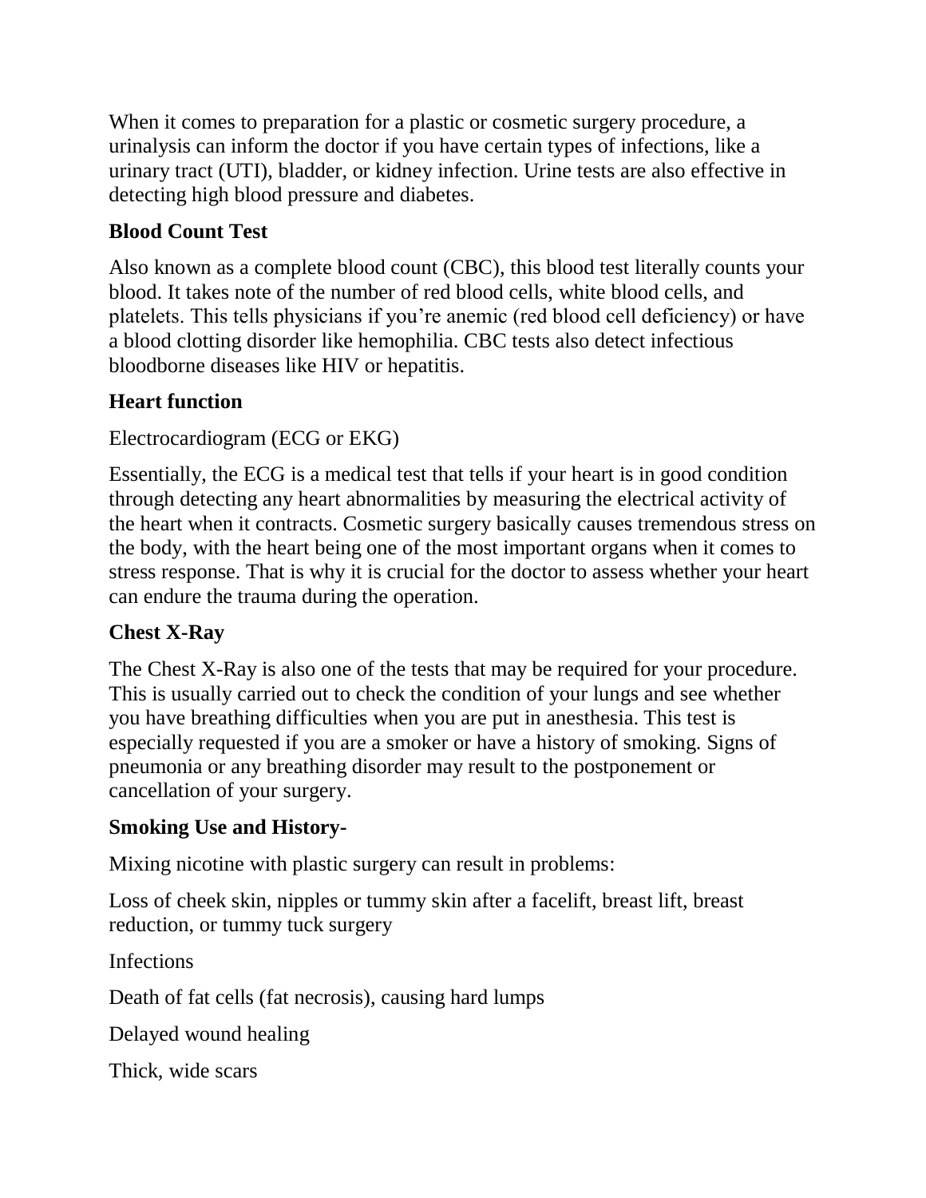When it comes to preparation for a plastic or cosmetic surgery procedure, a urinalysis can inform the doctor if you have certain types of infections, like a urinary tract (UTI), bladder, or kidney infection. Urine tests are also effective in detecting high blood pressure and diabetes.

**Blood Count Test**

Also known as a complete blood count (CBC), this blood test literally counts your blood. It takes note of the number of red blood cells, white blood cells, and platelets. This tells physicians if you're anemic (red blood cell deficiency) or have a blood clotting disorder like hemophilia. CBC tests also detect infectious bloodborne diseases like HIV or hepatitis.

**Heart function**

Electrocardiogram (ECG or EKG)

Essentially, the ECG is a medical test that tells if your heart is in good condition through detecting any heart abnormalities by measuring the electrical activity of the heart when it contracts. Cosmetic surgery basically causes tremendous stress on the body, with the heart being one of the most important organs when it comes to stress response. That is why it is crucial for the doctor to assess whether your heart can endure the trauma during the operation.

**Chest X-Ray**

The Chest X-Ray is also one of the tests that may be required for your procedure. This is usually carried out to check the condition of your lungs and see whether you have breathing difficulties when you are put in anesthesia. This test is especially requested if you are a smoker or have a history of smoking. Signs of pneumonia or any breathing disorder may result to the postponement or cancellation of your surgery.

**Smoking Use and History-**

Mixing nicotine with plastic surgery can result in problems:

Loss of cheek skin, nipples or tummy skin after a facelift, breast lift, breast reduction, or tummy tuck surgery

Infections

Death of fat cells (fat necrosis), causing hard lumps

Delayed wound healing

Thick, wide scars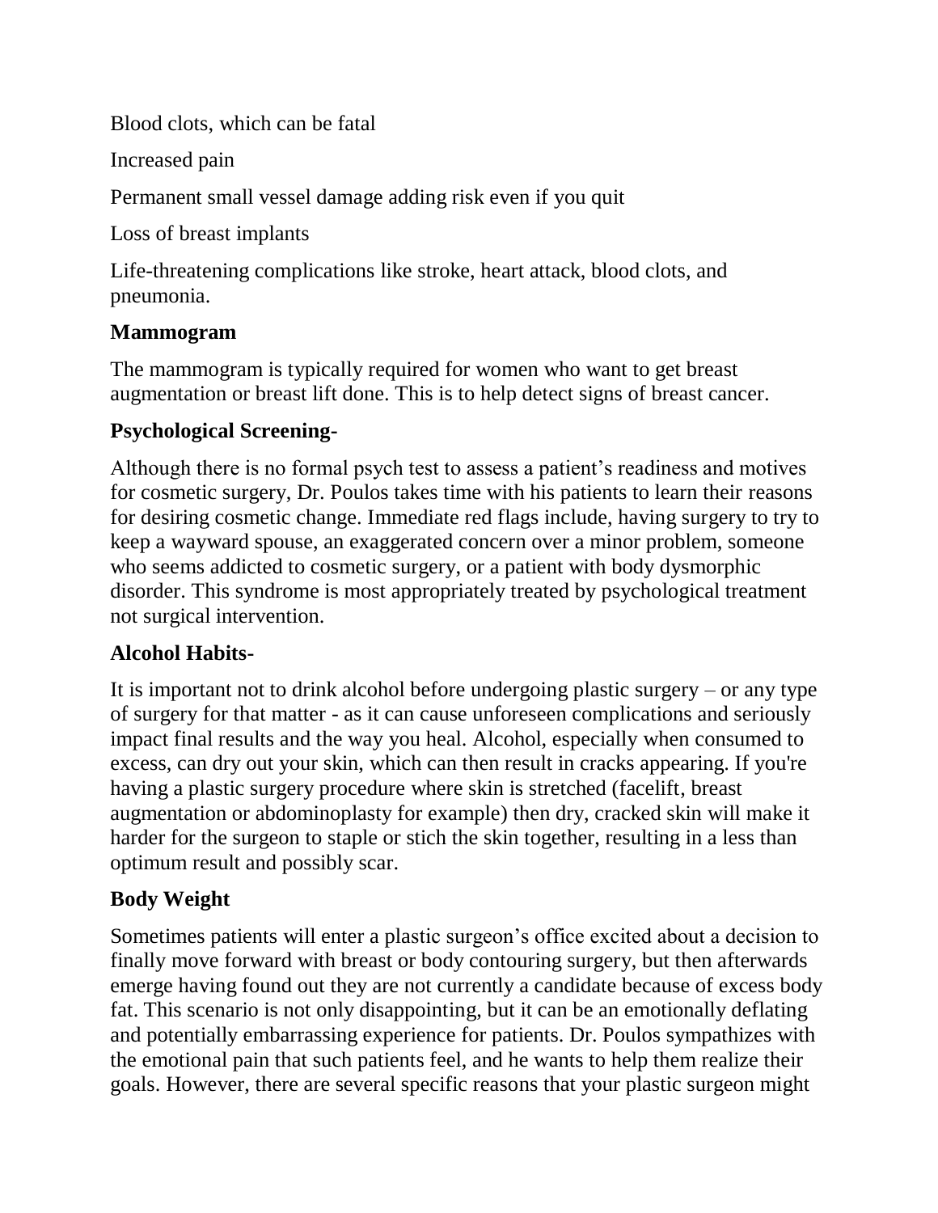Blood clots, which can be fatal

Increased pain

Permanent small vessel damage adding risk even if you quit

Loss of breast implants

Life-threatening complications like stroke, heart attack, blood clots, and pneumonia.

### Mammogram

The mammogram is typically required for women who want to get breast augmentation or breast lift done. This is to help detect signs of breast cancer.

### Psychological Screening-

Although there is no formal psych test to assess a patient's readiness and motives for cosmetic surgery, Dr. Poulos takes time with his patients to learn their reasons for desiring cosmetic change. Immediate red flags include, having surgery to try to keep a wayward spouse, an exaggerated concern over a minor problem, someone who seems addicted to cosmetic surgery, or a patient with body dysmorphic disorder. This syndrome is most appropriately treated by psychological treatment not surgical intervention.

### Alcohol Habits-

It is important not to drink alcohol before undergoing plastic surgery – or any type of surgery for that matter - as it can cause unforeseen complications and seriously impact final results and the way you heal. Alcohol, especially when consumed to excess, can dry out your skin, which can then result in cracks appearing. If you're having a plastic surgery procedure where skin is stretched (facelift, breast augmentation or abdominoplasty for example) then dry, cracked skin will make it harder for the surgeon to staple or stich the skin together, resulting in a less than optimum result and possibly scar.

### Body Weight

Sometimes patients will enter a plastic surgeon's office excited about a decision to finally move forward with breast or body contouring surgery, but then afterwards emerge having found out they are not currently a candidate because of excess body fat. This scenario is not only disappointing, but it can be an emotionally deflating and potentially embarrassing experience for patients. Dr. Poulos sympathizes with the emotional pain that such patients feel, and he wants to help them realize their goals. However, there are several specific reasons that your plastic surgeon might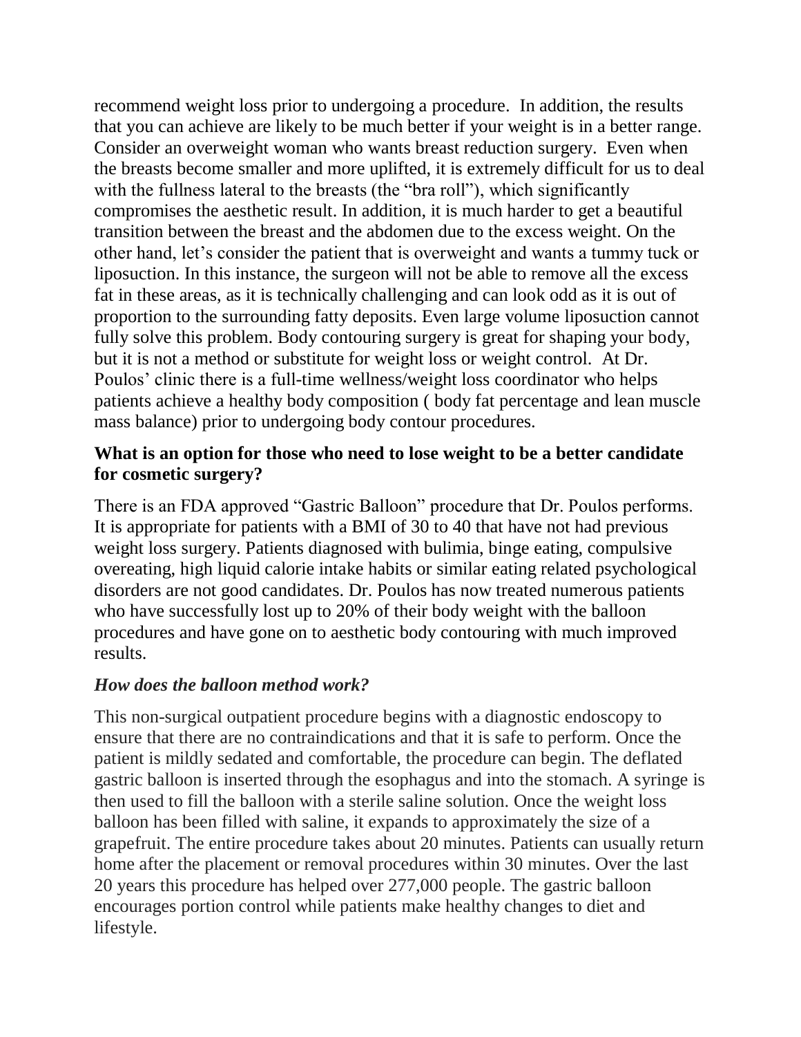recommend weight loss prior to undergoing a procedure. In addition, the results that you can achieve are likely to be much better if your weight is in a better range. Consider an overweight woman who wants breast reduction surgery. Even when the breasts become smaller and more uplifted, it is extremely difficult for us to deal with the fullness lateral to the breasts (the "bra roll"), which significantly compromises the aesthetic result. In addition, it is much harder to get a beautiful transition between the breast and the abdomen due to the excess weight. On the other hand, let's consider the patient that is overweight and wants a tummy tuck or liposuction. In this instance, the surgeon will not be able to remove all the excess fat in these areas, as it is technically challenging and can look odd as it is out of proportion to the surrounding fatty deposits. Even large volume liposuction cannot fully solve this problem. Body contouring surgery is great for shaping your body, but it is not a method or substitute for weight loss or weight control. At Dr. Poulos' clinic there is a full-time wellness/weight loss coordinator who helps patients achieve a healthy body composition ( body fat percentage and lean muscle mass balance) prior to undergoing body contour procedures.

**What is an option for those who need to lose weight to be a better candidate for cosmetic surgery?**

There is an FDA approved "Gastric Balloon" procedure that Dr. Poulos performs. It is appropriate for patients with a BMI of 30 to 40 that have not had previous weight loss surgery. Patients diagnosed with bulimia, binge eating, compulsive overeating, high liquid calorie intake habits or similar eating related psychological disorders are not good candidates. Dr. Poulos has now treated numerous patients who have successfully lost up to 20% of their body weight with the balloon procedures and have gone on to aesthetic body contouring with much improved results.

***How does the balloon method work?***

This non-surgical outpatient procedure begins with a diagnostic endoscopy to ensure that there are no contraindications and that it is safe to perform. Once the patient is mildly sedated and comfortable, the procedure can begin. The deflated gastric balloon is inserted through the esophagus and into the stomach. A syringe is then used to fill the balloon with a sterile saline solution. Once the weight loss balloon has been filled with saline, it expands to approximately the size of a grapefruit. The entire procedure takes about 20 minutes. Patients can usually return home after the placement or removal procedures within 30 minutes. Over the last 20 years this procedure has helped over 277,000 people. The gastric balloon encourages portion control while patients make healthy changes to diet and lifestyle.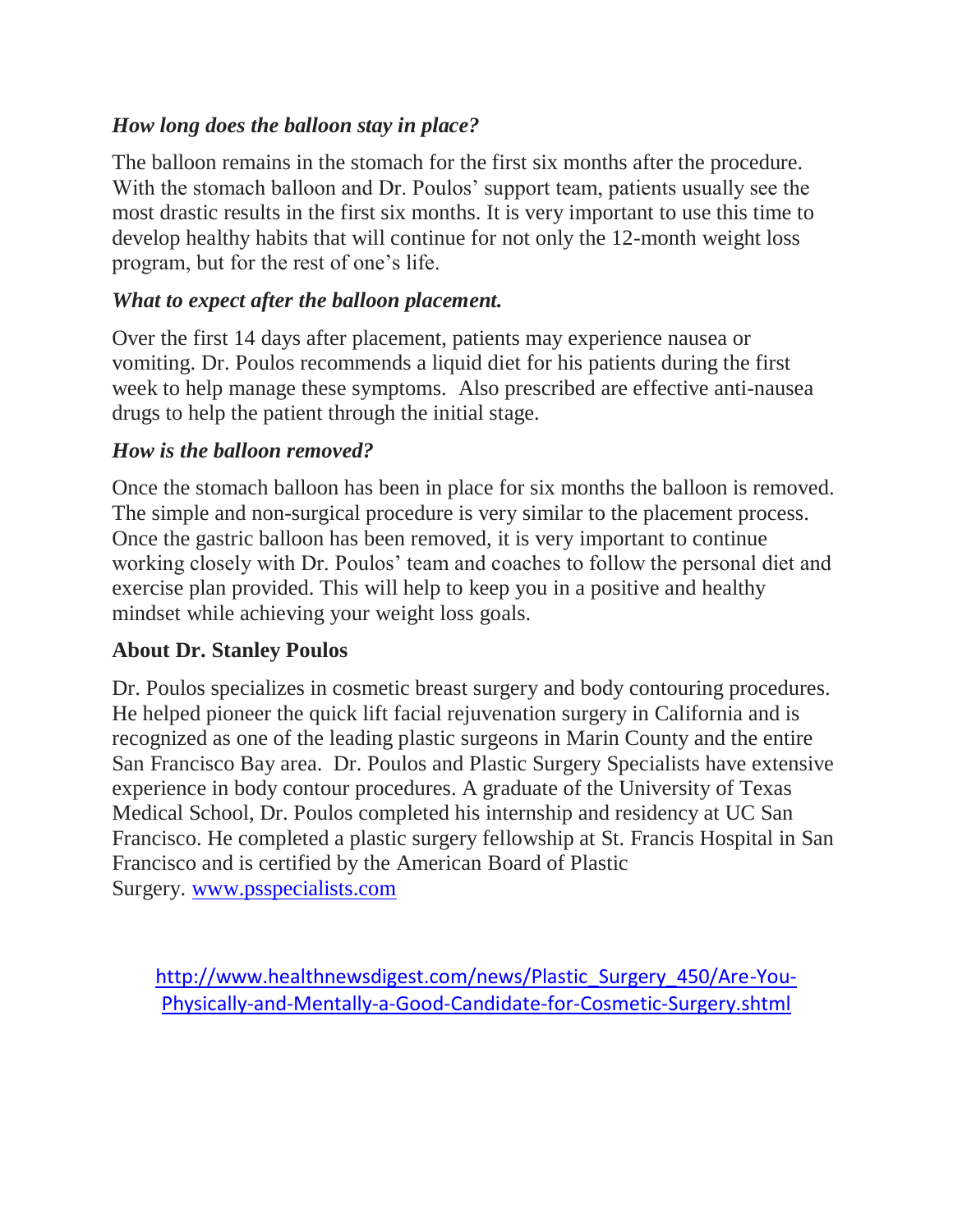### *How long does the balloon stay in place?*

The balloon remains in the stomach for the first six months after the procedure. With the stomach balloon and Dr. Poulos' support team, patients usually see the most drastic results in the first six months. It is very important to use this time to develop healthy habits that will continue for not only the 12-month weight loss program, but for the rest of one's life.

### *What to expect after the balloon placement.*

Over the first 14 days after placement, patients may experience nausea or vomiting. Dr. Poulos recommends a liquid diet for his patients during the first week to help manage these symptoms. Also prescribed are effective anti-nausea drugs to help the patient through the initial stage.

### *How is the balloon removed?*

Once the stomach balloon has been in place for six months the balloon is removed. The simple and non-surgical procedure is very similar to the placement process. Once the gastric balloon has been removed, it is very important to continue working closely with Dr. Poulos' team and coaches to follow the personal diet and exercise plan provided. This will help to keep you in a positive and healthy mindset while achieving your weight loss goals.

### About Dr. Stanley Poulos

Dr. Poulos specializes in cosmetic breast surgery and body contouring procedures. He helped pioneer the quick lift facial rejuvenation surgery in California and is recognized as one of the leading plastic surgeons in Marin County and the entire San Francisco Bay area. Dr. Poulos and Plastic Surgery Specialists have extensive experience in body contour procedures. A graduate of the University of Texas Medical School, Dr. Poulos completed his internship and residency at UC San Francisco. He completed a plastic surgery fellowship at St. Francis Hospital in San Francisco and is certified by the American Board of Plastic Surgery. www.psspecialists.com

http://www.healthnewsdigest.com/news/Plastic_Surgery_450/Are-You-Physically-and-Mentally-a-Good-Candidate-for-Cosmetic-Surgery.shtml